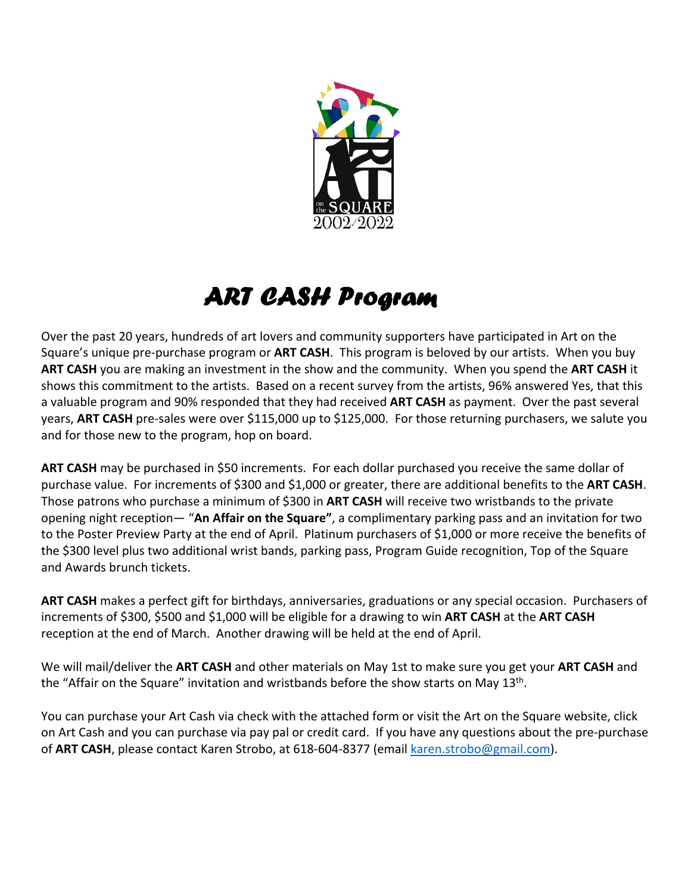# *ART CASH Program*

Over the past 20 years, hundreds of art lovers and community supporters have participated in Art on the Square's unique pre-purchase program or **ART CASH**. This program is beloved by our artists. When you buy **ART CASH** you are making an investment in the show and the community. When you spend the **ART CASH** it shows this commitment to the artists. Based on a recent survey from the artists, 96% answered Yes, that this a valuable program and 90% responded that they had received **ART CASH** as payment. Over the past several years, **ART CASH** pre-sales were over $115,000 up to $125,000. For those returning purchasers, we salute you and for those new to the program, hop on board.

**ART CASH** may be purchased in $50 increments. For each dollar purchased you receive the same dollar of purchase value. For increments of $300 and $1,000 or greater, there are additional benefits to the **ART CASH**. Those patrons who purchase a minimum of $300 in **ART CASH** will receive two wristbands to the private opening night reception— "**An Affair on the Square"**, a complimentary parking pass and an invitation for two to the Poster Preview Party at the end of April. Platinum purchasers of $1,000 or more receive the benefits of the $300 level plus two additional wrist bands, parking pass, Program Guide recognition, Top of the Square and Awards brunch tickets.

**ART CASH** makes a perfect gift for birthdays, anniversaries, graduations or any special occasion. Purchasers of increments of $300, $500 and $1,000 will be eligible for a drawing to win **ART CASH** at the **ART CASH** reception at the end of March. Another drawing will be held at the end of April.

We will mail/deliver the **ART CASH** and other materials on May 1st to make sure you get your **ART CASH** and the "Affair on the Square" invitation and wristbands before the show starts on May 13th.

You can purchase your Art Cash via check with the attached form or visit the Art on the Square website, click on Art Cash and you can purchase via pay pal or credit card. If you have any questions about the pre-purchase of **ART CASH**, please contact Karen Strobo, at 618-604-8377 (email karen.strobo@gmail.com).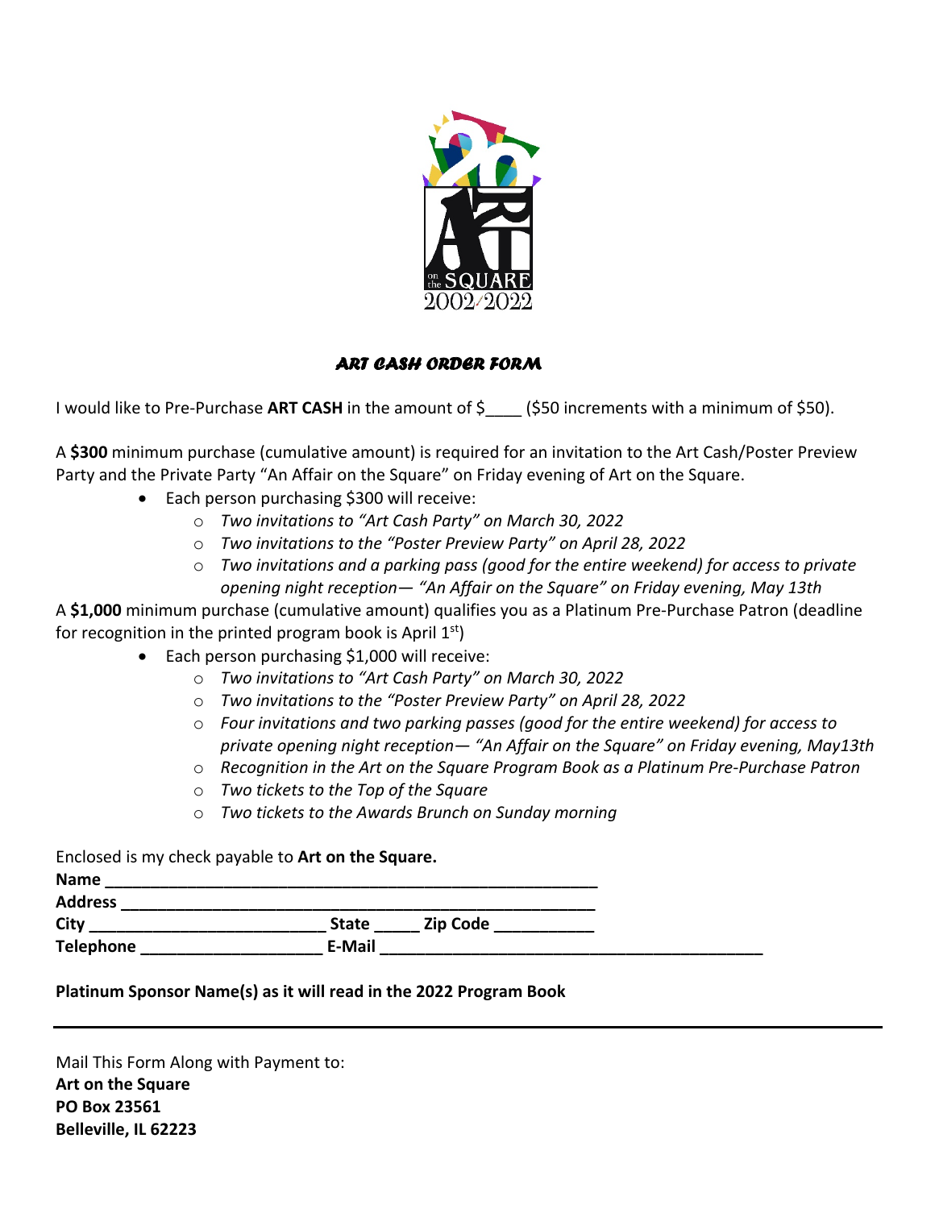## *ART CASH ORDER FORM*

I would like to Pre-Purchase **ART CASH** in the amount of $____ ($50 increments with a minimum of $50).

A **$300** minimum purchase (cumulative amount) is required for an invitation to the Art Cash/Poster Preview Party and the Private Party "An Affair on the Square" on Friday evening of Art on the Square.

- Each person purchasing $300 will receive:
  - *Two invitations to "Art Cash Party" on March 30, 2022*
  - *Two invitations to the "Poster Preview Party" on April 28, 2022*
  - *Two invitations and a parking pass (good for the entire weekend) for access to private opening night reception— "An Affair on the Square" on Friday evening, May 13th*

A **$1,000** minimum purchase (cumulative amount) qualifies you as a Platinum Pre-Purchase Patron (deadline for recognition in the printed program book is April 1st)

- Each person purchasing $1,000 will receive:
  - *Two invitations to "Art Cash Party" on March 30, 2022*
  - *Two invitations to the "Poster Preview Party" on April 28, 2022*
  - *Four invitations and two parking passes (good for the entire weekend) for access to private opening night reception— "An Affair on the Square" on Friday evening, May13th*
  - *Recognition in the Art on the Square Program Book as a Platinum Pre-Purchase Patron*
  - *Two tickets to the Top of the Square*
  - *Two tickets to the Awards Brunch on Sunday morning*

Enclosed is my check payable to **Art on the Square.**

**Name** ______________________________________________

**Address** ____________________________________________

**City** ________________________ **State** _____ **Zip Code** ___________

**Telephone** ___________________ **E-Mail** _________________________________________

**Platinum Sponsor Name(s) as it will read in the 2022 Program Book**

_______________________________________________________________________________

Mail This Form Along with Payment to:
**Art on the Square**
**PO Box 23561**
**Belleville, IL 62223**